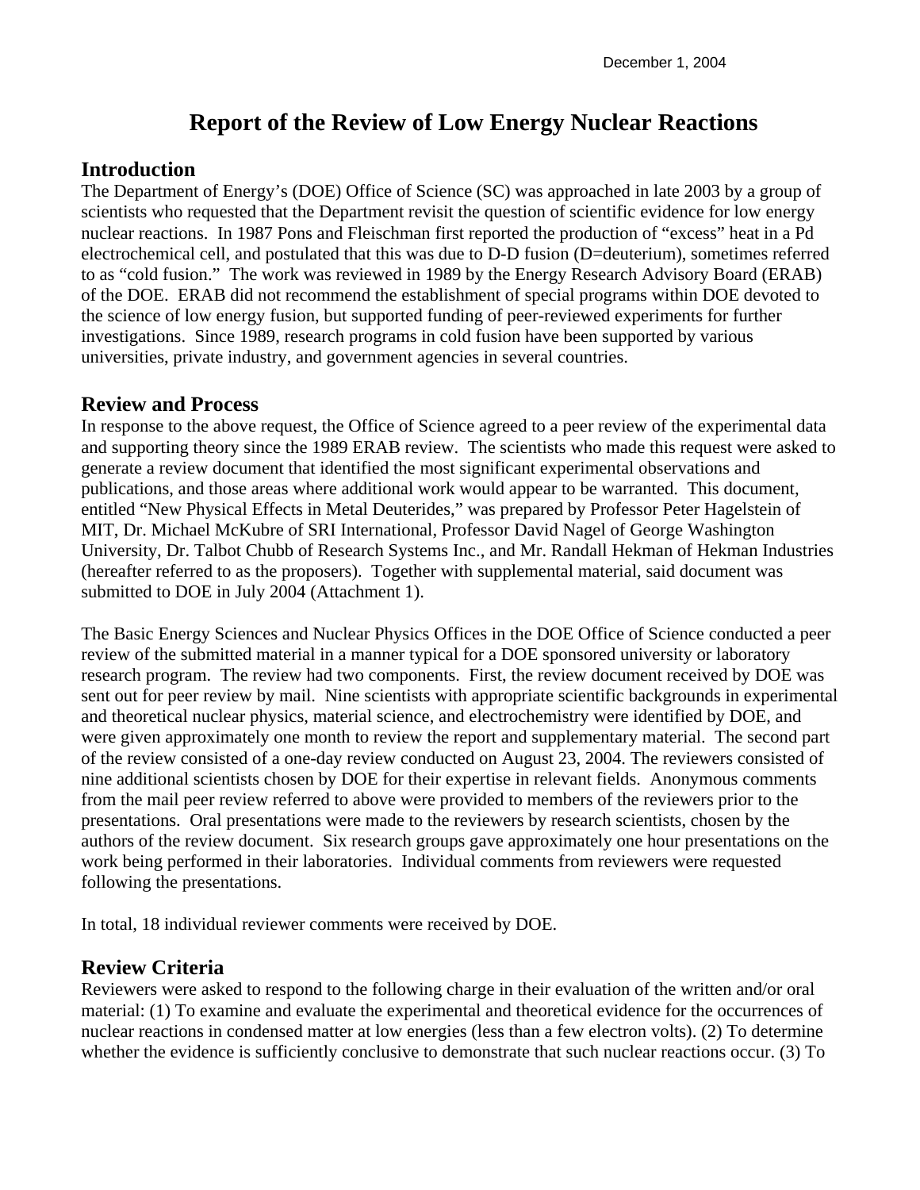December 1, 2004

# Report of the Review of Low Energy Nuclear Reactions

## Introduction

The Department of Energy's (DOE) Office of Science (SC) was approached in late 2003 by a group of scientists who requested that the Department revisit the question of scientific evidence for low energy nuclear reactions. In 1987 Pons and Fleischman first reported the production of "excess" heat in a Pd electrochemical cell, and postulated that this was due to D-D fusion (D=deuterium), sometimes referred to as "cold fusion." The work was reviewed in 1989 by the Energy Research Advisory Board (ERAB) of the DOE. ERAB did not recommend the establishment of special programs within DOE devoted to the science of low energy fusion, but supported funding of peer-reviewed experiments for further investigations. Since 1989, research programs in cold fusion have been supported by various universities, private industry, and government agencies in several countries.

## Review and Process

In response to the above request, the Office of Science agreed to a peer review of the experimental data and supporting theory since the 1989 ERAB review. The scientists who made this request were asked to generate a review document that identified the most significant experimental observations and publications, and those areas where additional work would appear to be warranted. This document, entitled "New Physical Effects in Metal Deuterides," was prepared by Professor Peter Hagelstein of MIT, Dr. Michael McKubre of SRI International, Professor David Nagel of George Washington University, Dr. Talbot Chubb of Research Systems Inc., and Mr. Randall Hekman of Hekman Industries (hereafter referred to as the proposers). Together with supplemental material, said document was submitted to DOE in July 2004 (Attachment 1).

The Basic Energy Sciences and Nuclear Physics Offices in the DOE Office of Science conducted a peer review of the submitted material in a manner typical for a DOE sponsored university or laboratory research program. The review had two components. First, the review document received by DOE was sent out for peer review by mail. Nine scientists with appropriate scientific backgrounds in experimental and theoretical nuclear physics, material science, and electrochemistry were identified by DOE, and were given approximately one month to review the report and supplementary material. The second part of the review consisted of a one-day review conducted on August 23, 2004. The reviewers consisted of nine additional scientists chosen by DOE for their expertise in relevant fields. Anonymous comments from the mail peer review referred to above were provided to members of the reviewers prior to the presentations. Oral presentations were made to the reviewers by research scientists, chosen by the authors of the review document. Six research groups gave approximately one hour presentations on the work being performed in their laboratories. Individual comments from reviewers were requested following the presentations.

In total, 18 individual reviewer comments were received by DOE.

## Review Criteria

Reviewers were asked to respond to the following charge in their evaluation of the written and/or oral material: (1) To examine and evaluate the experimental and theoretical evidence for the occurrences of nuclear reactions in condensed matter at low energies (less than a few electron volts). (2) To determine whether the evidence is sufficiently conclusive to demonstrate that such nuclear reactions occur. (3) To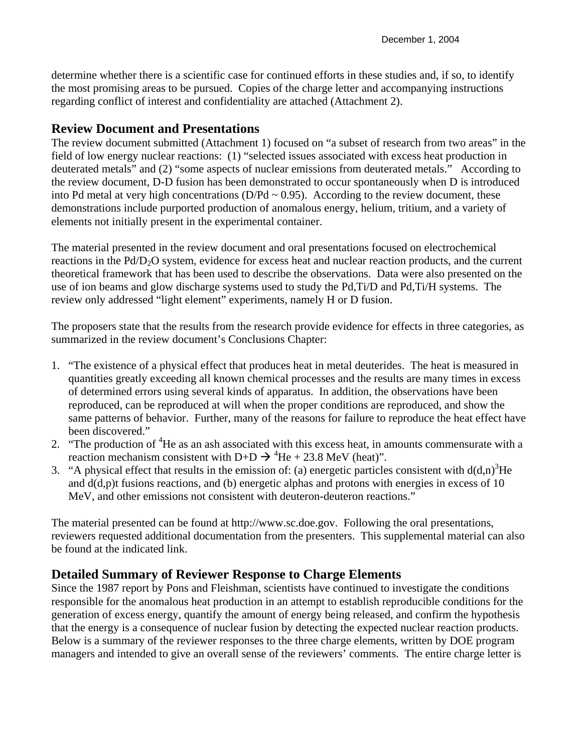determine whether there is a scientific case for continued efforts in these studies and, if so, to identify the most promising areas to be pursued. Copies of the charge letter and accompanying instructions regarding conflict of interest and confidentiality are attached (Attachment 2).

## Review Document and Presentations

The review document submitted (Attachment 1) focused on "a subset of research from two areas" in the field of low energy nuclear reactions: (1) "selected issues associated with excess heat production in deuterated metals" and (2) "some aspects of nuclear emissions from deuterated metals." According to the review document, D-D fusion has been demonstrated to occur spontaneously when D is introduced into Pd metal at very high concentrations (D/Pd ~ 0.95). According to the review document, these demonstrations include purported production of anomalous energy, helium, tritium, and a variety of elements not initially present in the experimental container.

The material presented in the review document and oral presentations focused on electrochemical reactions in the $Pd/D_2O$ system, evidence for excess heat and nuclear reaction products, and the current theoretical framework that has been used to describe the observations. Data were also presented on the use of ion beams and glow discharge systems used to study the Pd,Ti/D and Pd,Ti/H systems. The review only addressed "light element" experiments, namely H or D fusion.

The proposers state that the results from the research provide evidence for effects in three categories, as summarized in the review document's Conclusions Chapter:

1. "The existence of a physical effect that produces heat in metal deuterides. The heat is measured in quantities greatly exceeding all known chemical processes and the results are many times in excess of determined errors using several kinds of apparatus. In addition, the observations have been reproduced, can be reproduced at will when the proper conditions are reproduced, and show the same patterns of behavior. Further, many of the reasons for failure to reproduce the heat effect have been discovered."
2. "The production of $^4He$ as an ash associated with this excess heat, in amounts commensurate with a reaction mechanism consistent with $D+D \rightarrow {}^4He + 23.8$ MeV (heat)".
3. "A physical effect that results in the emission of: (a) energetic particles consistent with $d(d,n)^3He$ and d(d,p)t fusions reactions, and (b) energetic alphas and protons with energies in excess of 10 MeV, and other emissions not consistent with deuteron-deuteron reactions."

The material presented can be found at http://www.sc.doe.gov. Following the oral presentations, reviewers requested additional documentation from the presenters. This supplemental material can also be found at the indicated link.

## Detailed Summary of Reviewer Response to Charge Elements

Since the 1987 report by Pons and Fleishman, scientists have continued to investigate the conditions responsible for the anomalous heat production in an attempt to establish reproducible conditions for the generation of excess energy, quantify the amount of energy being released, and confirm the hypothesis that the energy is a consequence of nuclear fusion by detecting the expected nuclear reaction products. Below is a summary of the reviewer responses to the three charge elements, written by DOE program managers and intended to give an overall sense of the reviewers' comments. The entire charge letter is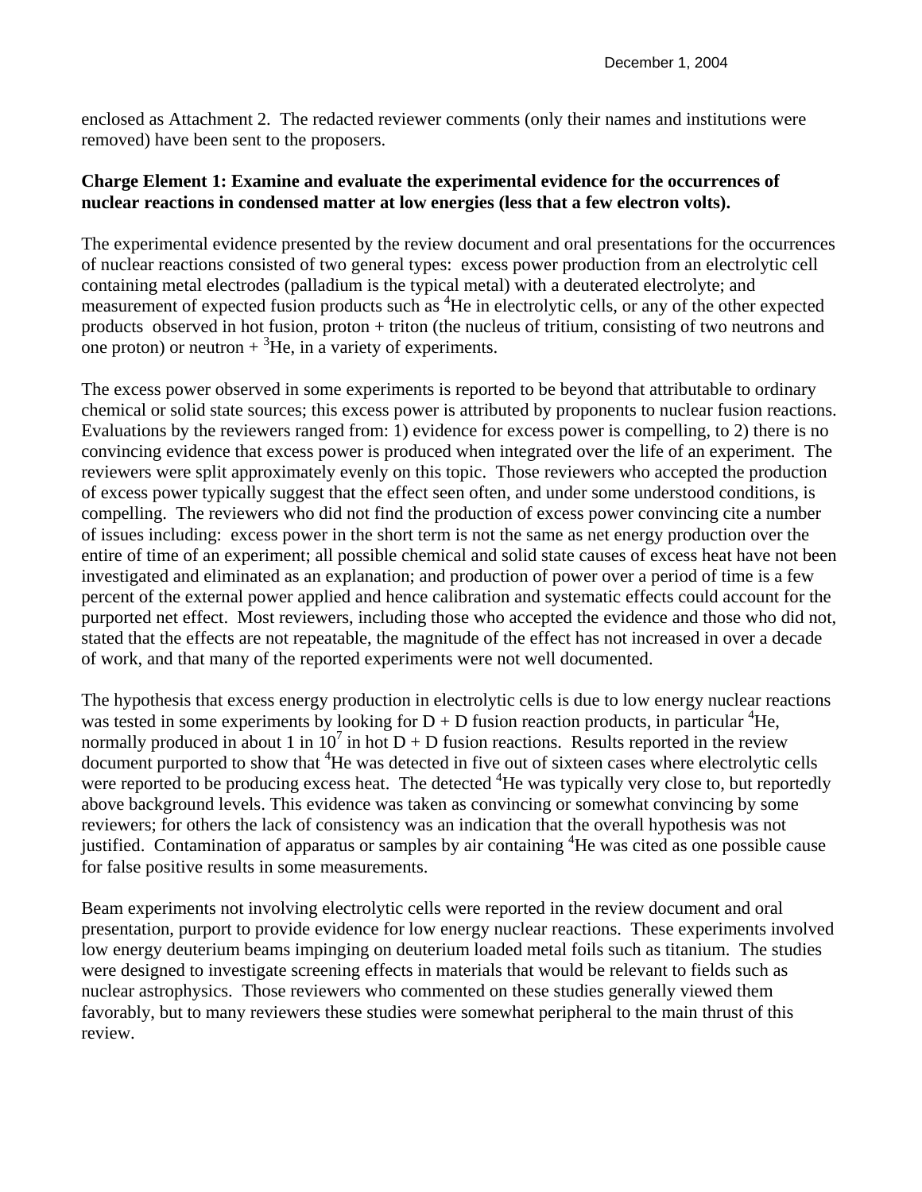enclosed as Attachment 2. The redacted reviewer comments (only their names and institutions were removed) have been sent to the proposers.

**Charge Element 1: Examine and evaluate the experimental evidence for the occurrences of nuclear reactions in condensed matter at low energies (less that a few electron volts).**

The experimental evidence presented by the review document and oral presentations for the occurrences of nuclear reactions consisted of two general types: excess power production from an electrolytic cell containing metal electrodes (palladium is the typical metal) with a deuterated electrolyte; and measurement of expected fusion products such as $^4$He in electrolytic cells, or any of the other expected products observed in hot fusion, proton + triton (the nucleus of tritium, consisting of two neutrons and one proton) or neutron + $^3$He, in a variety of experiments.

The excess power observed in some experiments is reported to be beyond that attributable to ordinary chemical or solid state sources; this excess power is attributed by proponents to nuclear fusion reactions. Evaluations by the reviewers ranged from: 1) evidence for excess power is compelling, to 2) there is no convincing evidence that excess power is produced when integrated over the life of an experiment. The reviewers were split approximately evenly on this topic. Those reviewers who accepted the production of excess power typically suggest that the effect seen often, and under some understood conditions, is compelling. The reviewers who did not find the production of excess power convincing cite a number of issues including: excess power in the short term is not the same as net energy production over the entire of time of an experiment; all possible chemical and solid state causes of excess heat have not been investigated and eliminated as an explanation; and production of power over a period of time is a few percent of the external power applied and hence calibration and systematic effects could account for the purported net effect. Most reviewers, including those who accepted the evidence and those who did not, stated that the effects are not repeatable, the magnitude of the effect has not increased in over a decade of work, and that many of the reported experiments were not well documented.

The hypothesis that excess energy production in electrolytic cells is due to low energy nuclear reactions was tested in some experiments by looking for D + D fusion reaction products, in particular $^4$He, normally produced in about 1 in $10^7$ in hot D + D fusion reactions. Results reported in the review document purported to show that $^4$He was detected in five out of sixteen cases where electrolytic cells were reported to be producing excess heat. The detected $^4$He was typically very close to, but reportedly above background levels. This evidence was taken as convincing or somewhat convincing by some reviewers; for others the lack of consistency was an indication that the overall hypothesis was not justified. Contamination of apparatus or samples by air containing $^4$He was cited as one possible cause for false positive results in some measurements.

Beam experiments not involving electrolytic cells were reported in the review document and oral presentation, purport to provide evidence for low energy nuclear reactions. These experiments involved low energy deuterium beams impinging on deuterium loaded metal foils such as titanium. The studies were designed to investigate screening effects in materials that would be relevant to fields such as nuclear astrophysics. Those reviewers who commented on these studies generally viewed them favorably, but to many reviewers these studies were somewhat peripheral to the main thrust of this review.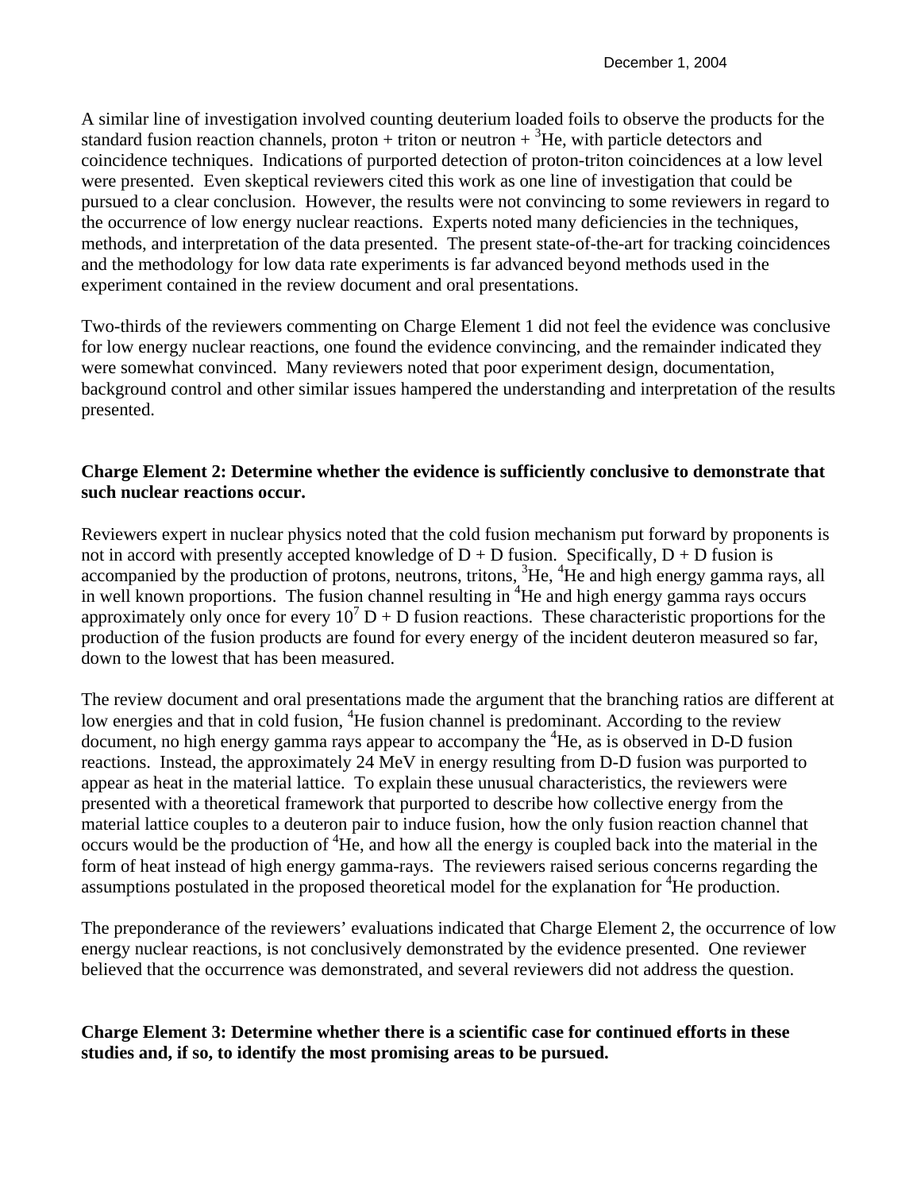A similar line of investigation involved counting deuterium loaded foils to observe the products for the standard fusion reaction channels, proton + triton or neutron + $^{3}$He, with particle detectors and coincidence techniques. Indications of purported detection of proton-triton coincidences at a low level were presented. Even skeptical reviewers cited this work as one line of investigation that could be pursued to a clear conclusion. However, the results were not convincing to some reviewers in regard to the occurrence of low energy nuclear reactions. Experts noted many deficiencies in the techniques, methods, and interpretation of the data presented. The present state-of-the-art for tracking coincidences and the methodology for low data rate experiments is far advanced beyond methods used in the experiment contained in the review document and oral presentations.

Two-thirds of the reviewers commenting on Charge Element 1 did not feel the evidence was conclusive for low energy nuclear reactions, one found the evidence convincing, and the remainder indicated they were somewhat convinced. Many reviewers noted that poor experiment design, documentation, background control and other similar issues hampered the understanding and interpretation of the results presented.

**Charge Element 2: Determine whether the evidence is sufficiently conclusive to demonstrate that such nuclear reactions occur.**

Reviewers expert in nuclear physics noted that the cold fusion mechanism put forward by proponents is not in accord with presently accepted knowledge of D + D fusion. Specifically, D + D fusion is accompanied by the production of protons, neutrons, tritons, $^{3}$He, $^{4}$He and high energy gamma rays, all in well known proportions. The fusion channel resulting in $^{4}$He and high energy gamma rays occurs approximately only once for every $10^{7}$ D + D fusion reactions. These characteristic proportions for the production of the fusion products are found for every energy of the incident deuteron measured so far, down to the lowest that has been measured.

The review document and oral presentations made the argument that the branching ratios are different at low energies and that in cold fusion, $^{4}$He fusion channel is predominant. According to the review document, no high energy gamma rays appear to accompany the $^{4}$He, as is observed in D-D fusion reactions. Instead, the approximately 24 MeV in energy resulting from D-D fusion was purported to appear as heat in the material lattice. To explain these unusual characteristics, the reviewers were presented with a theoretical framework that purported to describe how collective energy from the material lattice couples to a deuteron pair to induce fusion, how the only fusion reaction channel that occurs would be the production of $^{4}$He, and how all the energy is coupled back into the material in the form of heat instead of high energy gamma-rays. The reviewers raised serious concerns regarding the assumptions postulated in the proposed theoretical model for the explanation for $^{4}$He production.

The preponderance of the reviewers' evaluations indicated that Charge Element 2, the occurrence of low energy nuclear reactions, is not conclusively demonstrated by the evidence presented. One reviewer believed that the occurrence was demonstrated, and several reviewers did not address the question.

**Charge Element 3: Determine whether there is a scientific case for continued efforts in these studies and, if so, to identify the most promising areas to be pursued.**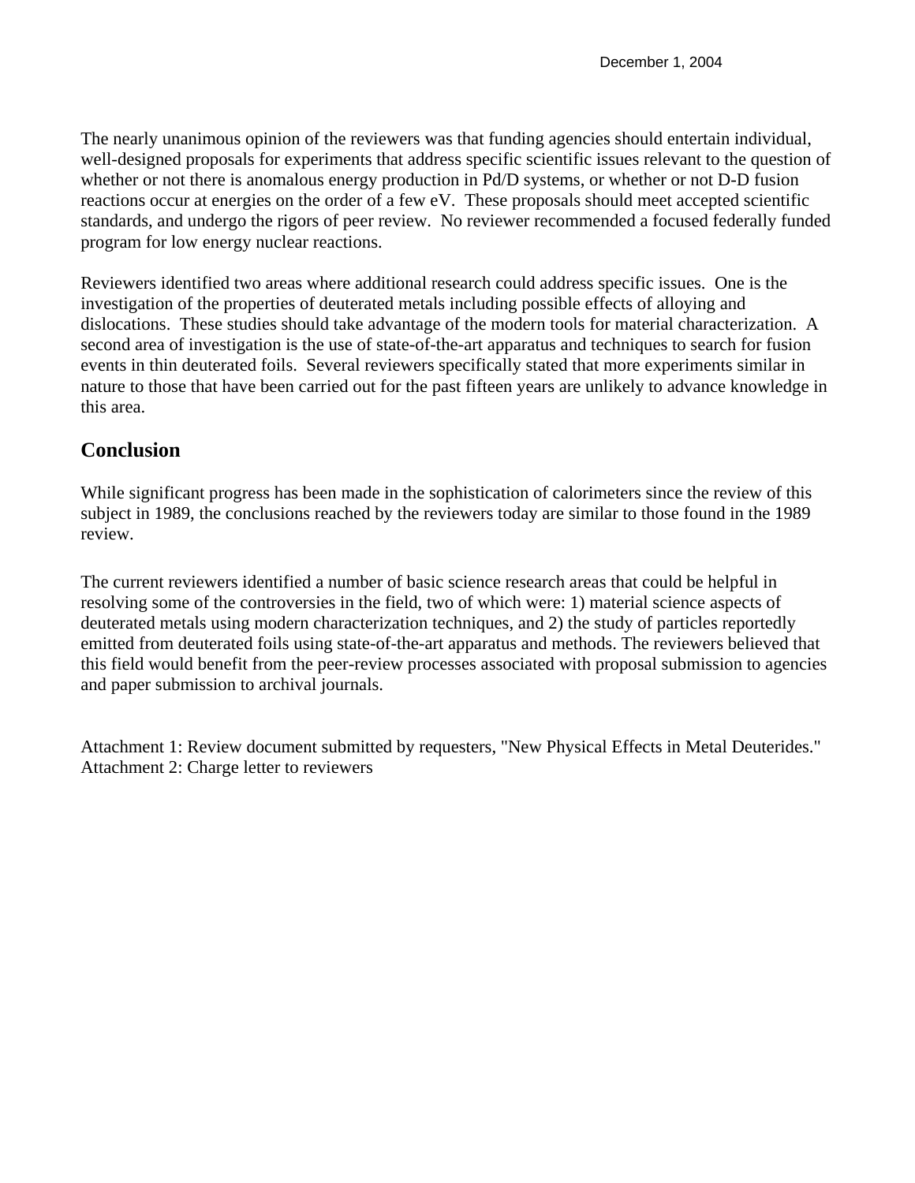The nearly unanimous opinion of the reviewers was that funding agencies should entertain individual, well-designed proposals for experiments that address specific scientific issues relevant to the question of whether or not there is anomalous energy production in Pd/D systems, or whether or not D-D fusion reactions occur at energies on the order of a few eV. These proposals should meet accepted scientific standards, and undergo the rigors of peer review. No reviewer recommended a focused federally funded program for low energy nuclear reactions.

Reviewers identified two areas where additional research could address specific issues. One is the investigation of the properties of deuterated metals including possible effects of alloying and dislocations. These studies should take advantage of the modern tools for material characterization. A second area of investigation is the use of state-of-the-art apparatus and techniques to search for fusion events in thin deuterated foils. Several reviewers specifically stated that more experiments similar in nature to those that have been carried out for the past fifteen years are unlikely to advance knowledge in this area.

## Conclusion

While significant progress has been made in the sophistication of calorimeters since the review of this subject in 1989, the conclusions reached by the reviewers today are similar to those found in the 1989 review.

The current reviewers identified a number of basic science research areas that could be helpful in resolving some of the controversies in the field, two of which were: 1) material science aspects of deuterated metals using modern characterization techniques, and 2) the study of particles reportedly emitted from deuterated foils using state-of-the-art apparatus and methods. The reviewers believed that this field would benefit from the peer-review processes associated with proposal submission to agencies and paper submission to archival journals.

Attachment 1: Review document submitted by requesters, "New Physical Effects in Metal Deuterides."
Attachment 2: Charge letter to reviewers